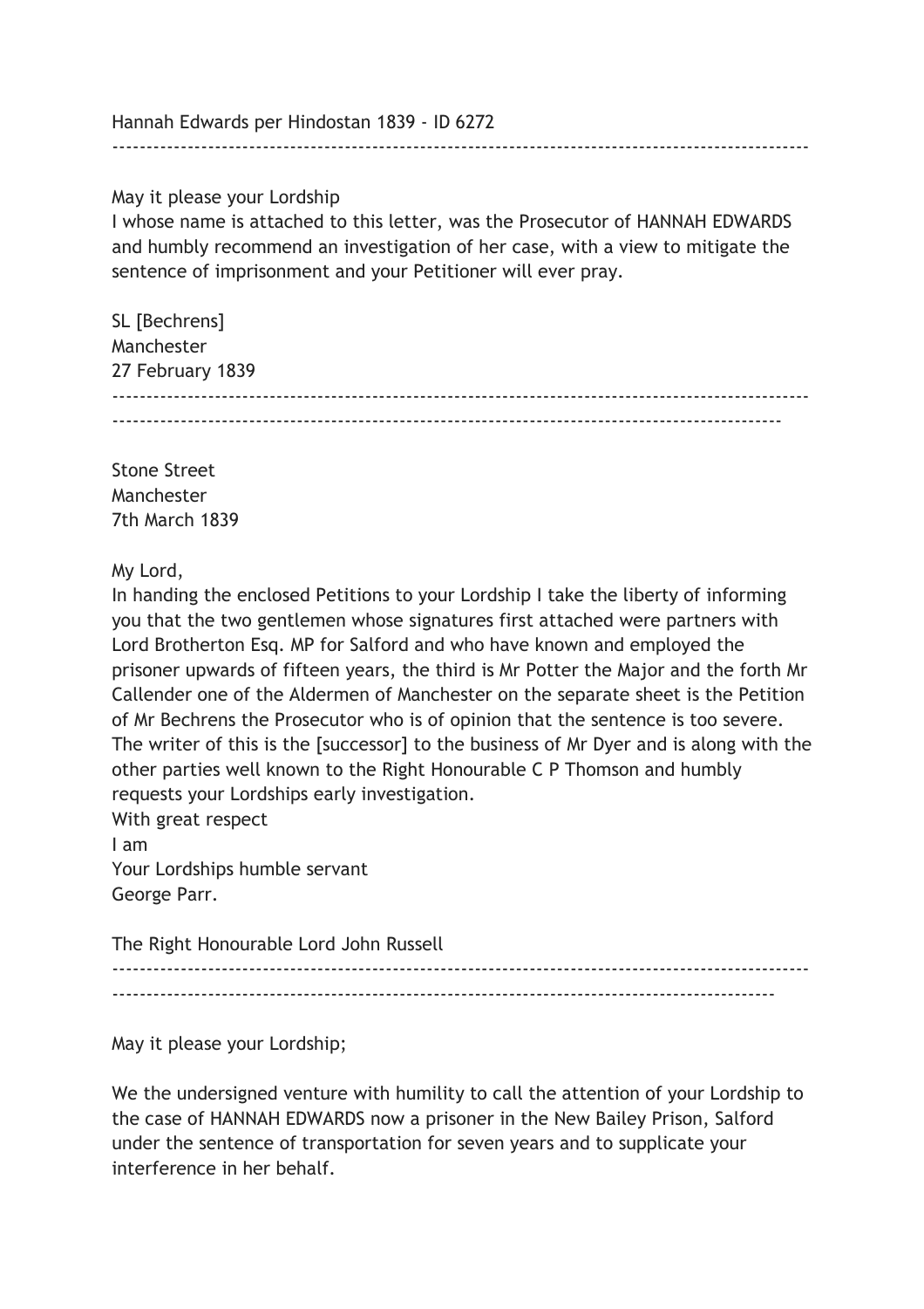Hannah Edwards per Hindostan 1839 - ID 6272

---

May it please your Lordship
I whose name is attached to this letter, was the Prosecutor of HANNAH EDWARDS and humbly recommend an investigation of her case, with a view to mitigate the sentence of imprisonment and your Petitioner will ever pray.

SL [Bechrens]
Manchester
27 February 1839

---

---

Stone Street
Manchester
7th March 1839

My Lord,
In handing the enclosed Petitions to your Lordship I take the liberty of informing you that the two gentlemen whose signatures first attached were partners with Lord Brotherton Esq. MP for Salford and who have known and employed the prisoner upwards of fifteen years, the third is Mr Potter the Major and the forth Mr Callender one of the Aldermen of Manchester on the separate sheet is the Petition of Mr Bechrens the Prosecutor who is of opinion that the sentence is too severe. The writer of this is the [successor] to the business of Mr Dyer and is along with the other parties well known to the Right Honourable C P Thomson and humbly requests your Lordships early investigation.
With great respect
I am
Your Lordships humble servant
George Parr.

The Right Honourable Lord John Russell

---

---

May it please your Lordship;

We the undersigned venture with humility to call the attention of your Lordship to the case of HANNAH EDWARDS now a prisoner in the New Bailey Prison, Salford under the sentence of transportation for seven years and to supplicate your interference in her behalf.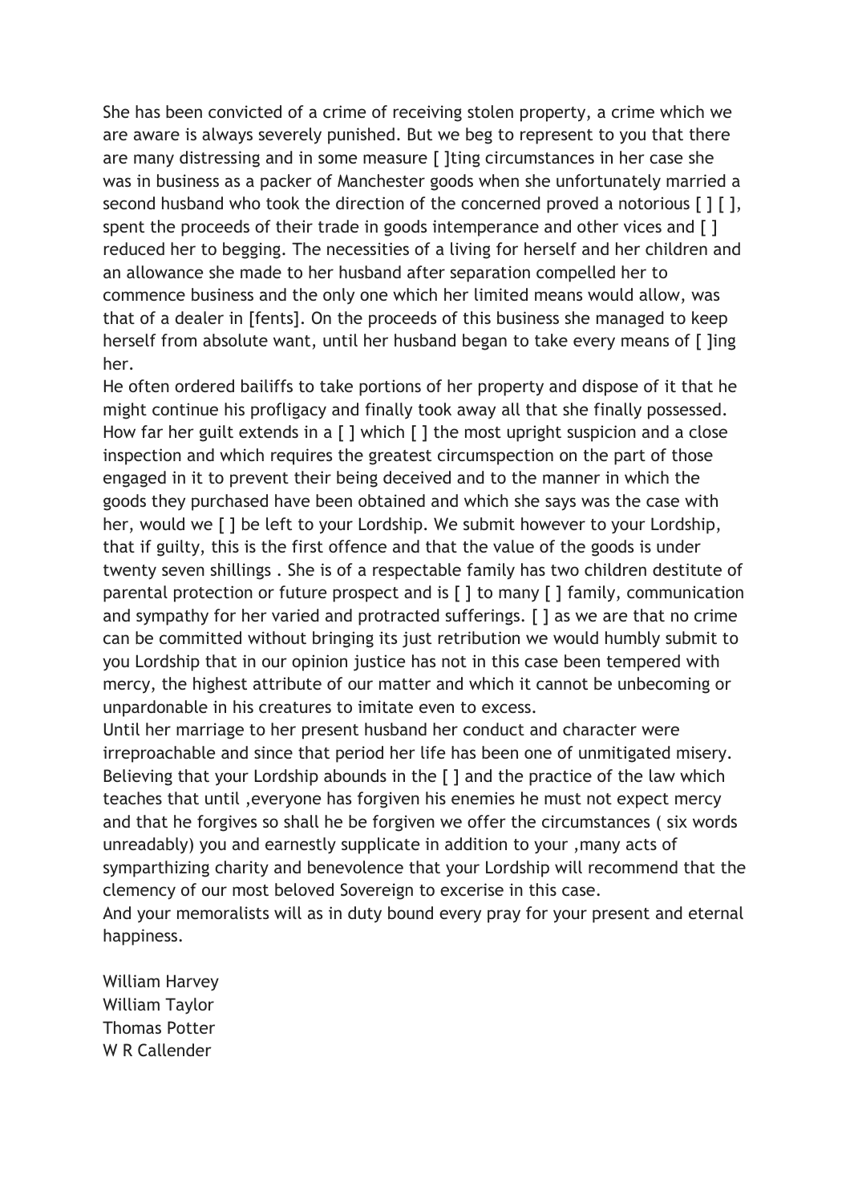She has been convicted of a crime of receiving stolen property, a crime which we are aware is always severely punished. But we beg to represent to you that there are many distressing and in some measure [ ]ting circumstances in her case she was in business as a packer of Manchester goods when she unfortunately married a second husband who took the direction of the concerned proved a notorious [ ] [ ], spent the proceeds of their trade in goods intemperance and other vices and [ ] reduced her to begging. The necessities of a living for herself and her children and an allowance she made to her husband after separation compelled her to commence business and the only one which her limited means would allow, was that of a dealer in [fents]. On the proceeds of this business she managed to keep herself from absolute want, until her husband began to take every means of [ ]ing her.

He often ordered bailiffs to take portions of her property and dispose of it that he might continue his profligacy and finally took away all that she finally possessed. How far her guilt extends in a [ ] which [ ] the most upright suspicion and a close inspection and which requires the greatest circumspection on the part of those engaged in it to prevent their being deceived and to the manner in which the goods they purchased have been obtained and which she says was the case with her, would we [ ] be left to your Lordship. We submit however to your Lordship, that if guilty, this is the first offence and that the value of the goods is under twenty seven shillings . She is of a respectable family has two children destitute of parental protection or future prospect and is [ ] to many [ ] family, communication and sympathy for her varied and protracted sufferings. [ ] as we are that no crime can be committed without bringing its just retribution we would humbly submit to you Lordship that in our opinion justice has not in this case been tempered with mercy, the highest attribute of our matter and which it cannot be unbecoming or unpardonable in his creatures to imitate even to excess.

Until her marriage to her present husband her conduct and character were irreproachable and since that period her life has been one of unmitigated misery. Believing that your Lordship abounds in the [ ] and the practice of the law which teaches that until ,everyone has forgiven his enemies he must not expect mercy and that he forgives so shall he be forgiven we offer the circumstances ( six words unreadably) you and earnestly supplicate in addition to your ,many acts of sympathizing charity and benevolence that your Lordship will recommend that the clemency of our most beloved Sovereign to excerise in this case.

And your memoralists will as in duty bound every pray for your present and eternal happiness.

William Harvey
William Taylor
Thomas Potter
W R Callender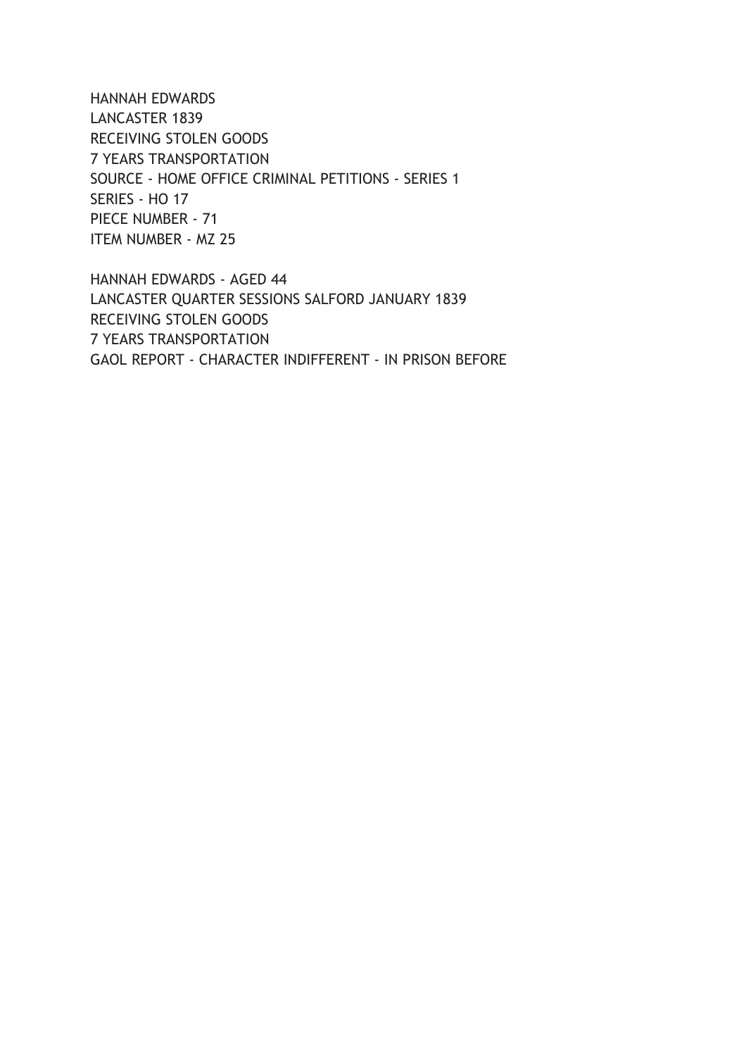HANNAH EDWARDS
LANCASTER 1839
RECEIVING STOLEN GOODS
7 YEARS TRANSPORTATION
SOURCE - HOME OFFICE CRIMINAL PETITIONS - SERIES 1
SERIES - HO 17
PIECE NUMBER - 71
ITEM NUMBER - MZ 25

HANNAH EDWARDS - AGED 44
LANCASTER QUARTER SESSIONS SALFORD JANUARY 1839
RECEIVING STOLEN GOODS
7 YEARS TRANSPORTATION
GAOL REPORT - CHARACTER INDIFFERENT - IN PRISON BEFORE